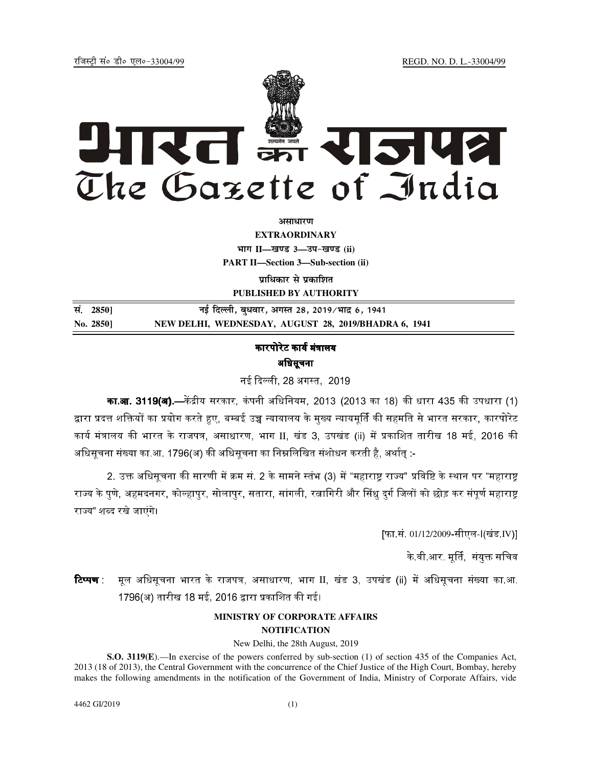रजिस्ट्री सं० डी० एल०-33004/99 REGD. NO. D. L.-33004/99

# भारत का राजपत्र
# The Gazette of India

**असाधारण**
**EXTRAORDINARY**
**भाग II—खण्ड 3—उप-खण्ड (ii)**
**PART II—Section 3—Sub-section (ii)**
**प्राधिकार से प्रकाशित**
**PUBLISHED BY AUTHORITY**

| | |
|---|---|
| **सं. 2850]** | **नई दिल्ली, बुधवार, अगस्त 28, 2019/भाद्र 6, 1941** |
| **No. 2850]** | **NEW DELHI, WEDNESDAY, AUGUST 28, 2019/BHADRA 6, 1941** |

## कारपोरेट कार्य मंत्रालय

### अधिसूचना

नई दिल्ली, 28 अगस्त, 2019

**का.आ. 3119(अ).—**केंद्रीय सरकार, कंपनी अधिनियम, 2013 (2013 का 18) की धारा 435 की उपधारा (1) द्वारा प्रदत्त शक्तियों का प्रयोग करते हुए, बम्बई उच्च न्यायालय के मुख्य न्यायमूर्ति की सहमति से भारत सरकार, कारपोरेट कार्य मंत्रालय की भारत के राजपत्र, असाधारण, भाग II, खंड 3, उपखंड (ii) में प्रकाशित तारीख 18 मई, 2016 की अधिसूचना संख्या का.आ. 1796(अ) की अधिसूचना का निम्नलिखित संशोधन करती है, अर्थात् :-

2. उक्त अधिसूचना की सारणी में क्रम सं. 2 के सामने स्तंभ (3) में "महाराष्ट्र राज्य" प्रविष्टि के स्थान पर "महाराष्ट्र राज्य के पुणे, अहमदनगर, कोल्हापुर, सोलापुर, सतारा, सांगली, रत्नागिरी और सिंधु दुर्ग जिलों को छोड़ कर संपूर्ण महाराष्ट्र राज्य" शब्द रखे जाएंगे।

[फा.सं. 01/12/2009-सीएल-I(खंड.IV)]

के.वी.आर. मूर्ति, संयुक्त सचिव

**टिप्पण :** मूल अधिसूचना भारत के राजपत्र, असाधारण, भाग II, खंड 3, उपखंड (ii) में अधिसूचना संख्या का.आ. 1796(अ) तारीख 18 मई, 2016 द्वारा प्रकाशित की गई।

## MINISTRY OF CORPORATE AFFAIRS

### NOTIFICATION

New Delhi, the 28th August, 2019

**S.O. 3119(E)**.—In exercise of the powers conferred by sub-section (1) of section 435 of the Companies Act, 2013 (18 of 2013), the Central Government with the concurrence of the Chief Justice of the High Court, Bombay, hereby makes the following amendments in the notification of the Government of India, Ministry of Corporate Affairs, vide

4462 GI/2019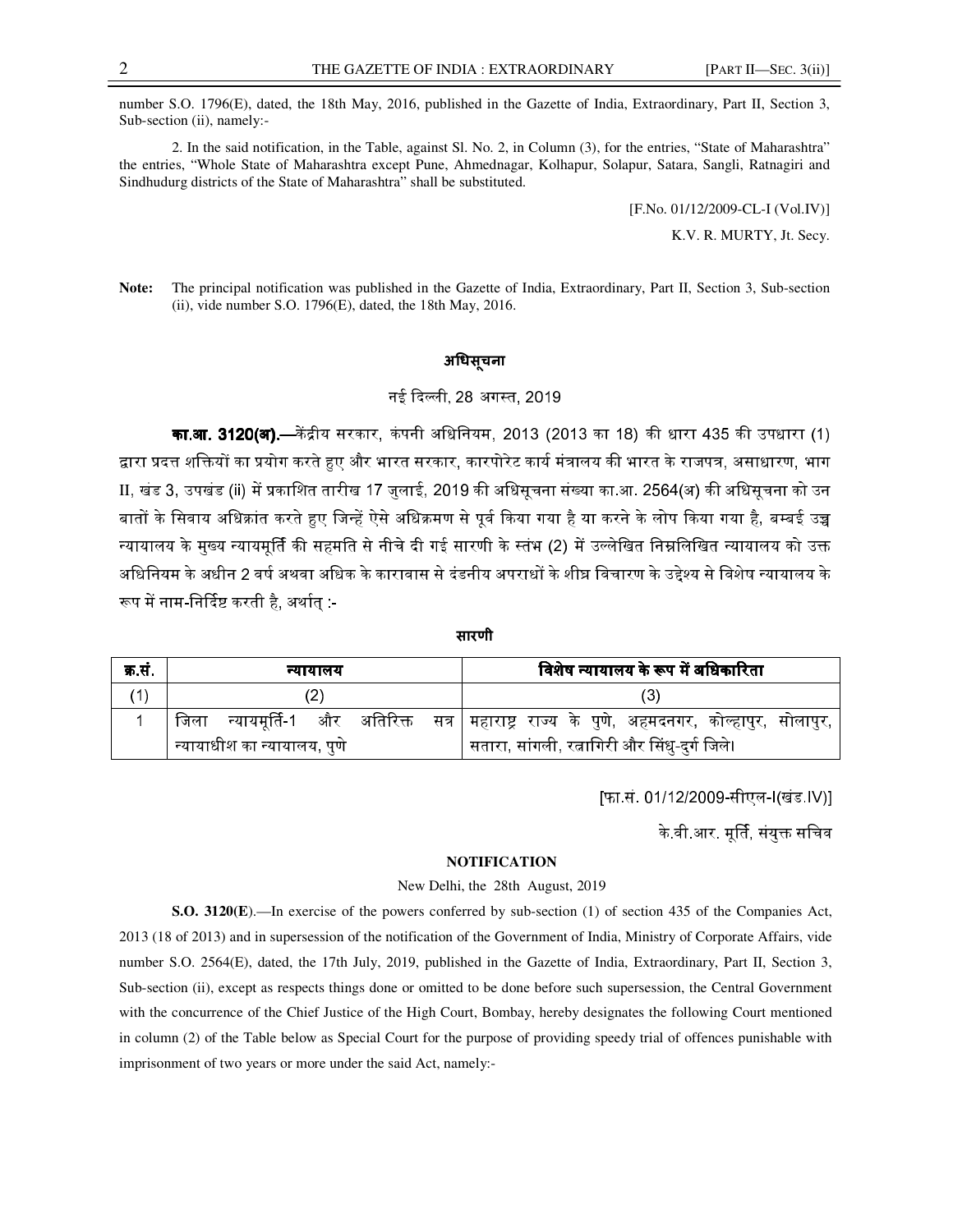number S.O. 1796(E), dated, the 18th May, 2016, published in the Gazette of India, Extraordinary, Part II, Section 3, Sub-section (ii), namely:-

2. In the said notification, in the Table, against Sl. No. 2, in Column (3), for the entries, "State of Maharashtra" the entries, "Whole State of Maharashtra except Pune, Ahmednagar, Kolhapur, Solapur, Satara, Sangli, Ratnagiri and Sindhudurg districts of the State of Maharashtra" shall be substituted.

[F.No. 01/12/2009-CL-I (Vol.IV)]

K.V. R. MURTY, Jt. Secy.

**Note:** The principal notification was published in the Gazette of India, Extraordinary, Part II, Section 3, Sub-section (ii), vide number S.O. 1796(E), dated, the 18th May, 2016.

**अधिसूचना**

नई दिल्ली, 28 अगस्त, 2019

**का.आ. 3120(अ).**—केंद्रीय सरकार, कंपनी अधिनियम, 2013 (2013 का 18) की धारा 435 की उपधारा (1) द्वारा प्रदत्त शक्तियों का प्रयोग करते हुए और भारत सरकार, कारपोरेट कार्य मंत्रालय की भारत के राजपत्र, असाधारण, भाग II, खंड 3, उपखंड (ii) में प्रकाशित तारीख 17 जुलाई, 2019 की अधिसूचना संख्या का.आ. 2564(अ) की अधिसूचना को उन बातों के सिवाय अधिक्रांत करते हुए जिन्हें ऐसे अधिक्रमण से पूर्व किया गया है या करने के लोप किया गया है, बम्बई उच्च न्यायालय के मुख्य न्यायमूर्ति की सहमति से नीचे दी गई सारणी के स्तंभ (2) में उल्लेखित निम्नलिखित न्यायालय को उक्त अधिनियम के अधीन 2 वर्ष अथवा अधिक के कारावास से दंडनीय अपराधों के शीघ्र विचारण के उद्देश्य से विशेष न्यायालय के रूप में नाम-निर्दिष्ट करती है, अर्थात् :-

**सारणी**

| क्र.सं. | न्यायालय | विशेष न्यायालय के रूप में अधिकारिता |
|---|---|---|
| (1) | (2) | (3) |
| 1 | जिला न्यायमूर्ति-1 और अतिरिक्त सत्र न्यायाधीश का न्यायालय, पुणे | महाराष्ट्र राज्य के पुणे, अहमदनगर, कोल्हापुर, सोलापुर, सतारा, सांगली, रत्नागिरी और सिंधु-दुर्ग जिले। |

[फा.सं. 01/12/2009-सीएल-I(खंड.IV)]

के.वी.आर. मूर्ति, संयुक्त सचिव

**NOTIFICATION**

New Delhi, the 28th August, 2019

**S.O. 3120(E)**.—In exercise of the powers conferred by sub-section (1) of section 435 of the Companies Act, 2013 (18 of 2013) and in supersession of the notification of the Government of India, Ministry of Corporate Affairs, vide number S.O. 2564(E), dated, the 17th July, 2019, published in the Gazette of India, Extraordinary, Part II, Section 3, Sub-section (ii), except as respects things done or omitted to be done before such supersession, the Central Government with the concurrence of the Chief Justice of the High Court, Bombay, hereby designates the following Court mentioned in column (2) of the Table below as Special Court for the purpose of providing speedy trial of offences punishable with imprisonment of two years or more under the said Act, namely:-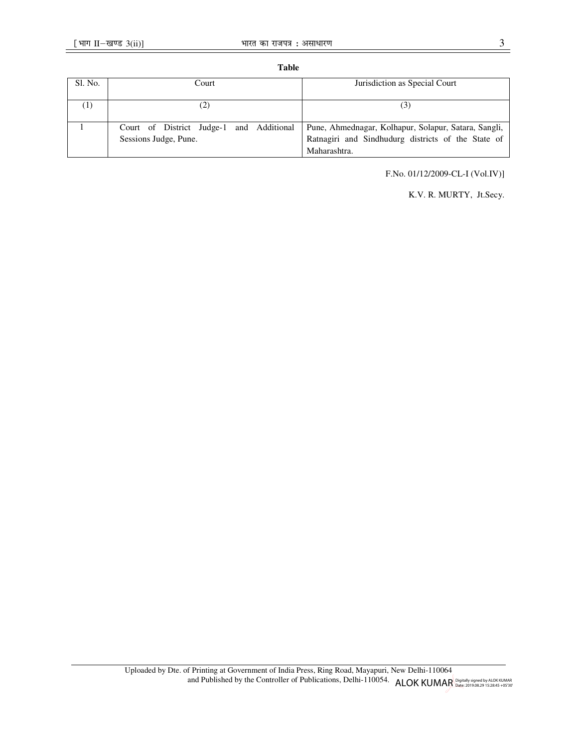**Table**

| Sl. No. | Court | Jurisdiction as Special Court |
|---|---|---|
| (1) | (2) | (3) |
| 1 | Court of District Judge-1 and Additional Sessions Judge, Pune. | Pune, Ahmednagar, Kolhapur, Solapur, Satara, Sangli, Ratnagiri and Sindhudurg districts of the State of Maharashtra. |

F.No. 01/12/2009-CL-I (Vol.IV)]

K.V. R. MURTY, Jt.Secy.

Uploaded by Dte. of Printing at Government of India Press, Ring Road, Mayapuri, New Delhi-110064 and Published by the Controller of Publications, Delhi-110054.